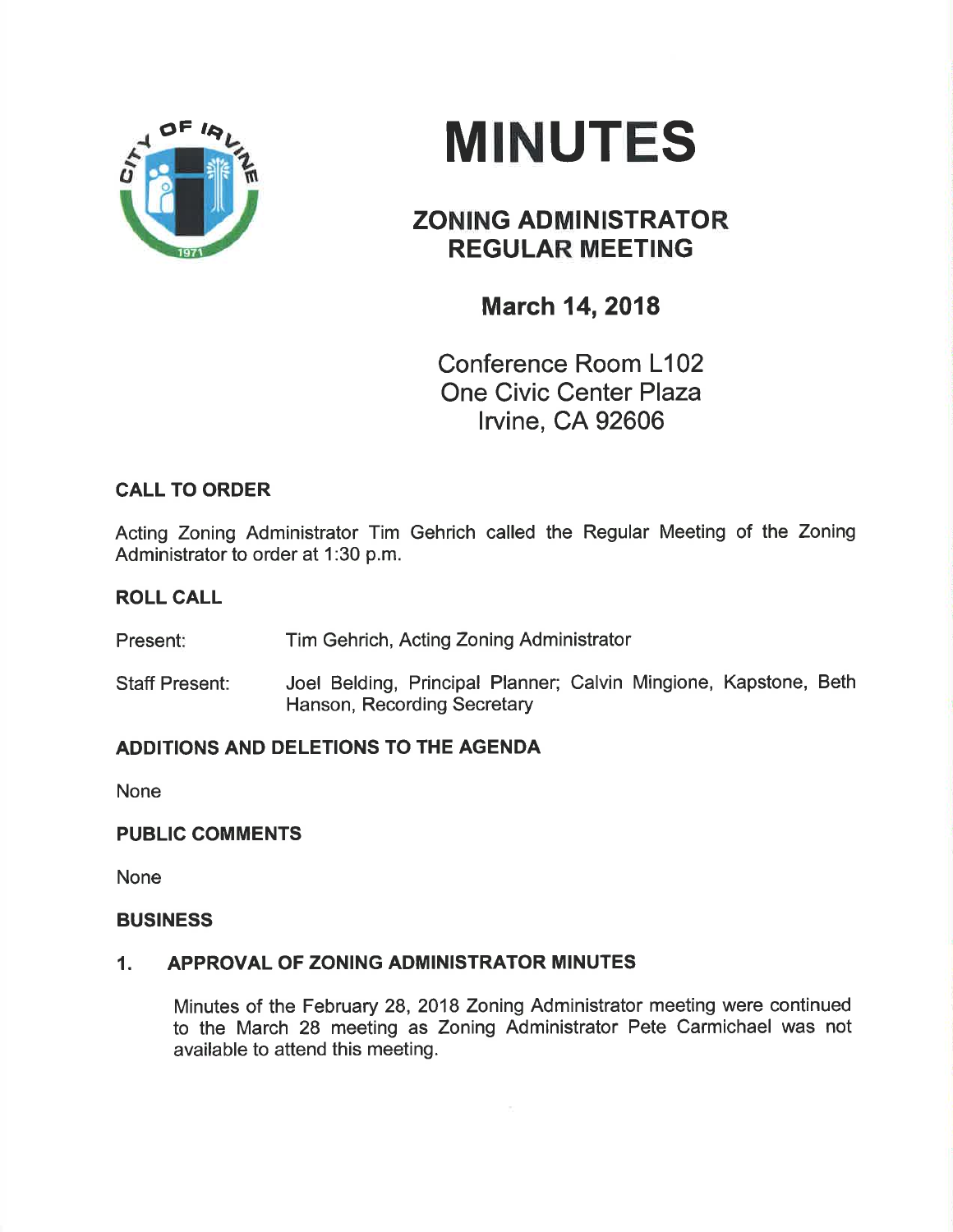# MINUTES

## ZONING ADMINISTRATOR REGULAR MEETING

### March 14, 2018

Conference Room L102
One Civic Center Plaza
Irvine, CA 92606

**CALL TO ORDER**

Acting Zoning Administrator Tim Gehrich called the Regular Meeting of the Zoning Administrator to order at 1:30 p.m.

**ROLL CALL**

Present: Tim Gehrich, Acting Zoning Administrator

Staff Present: Joel Belding, Principal Planner; Calvin Mingione, Kapstone, Beth Hanson, Recording Secretary

**ADDITIONS AND DELETIONS TO THE AGENDA**

None

**PUBLIC COMMENTS**

None

**BUSINESS**

**1. APPROVAL OF ZONING ADMINISTRATOR MINUTES**

Minutes of the February 28, 2018 Zoning Administrator meeting were continued to the March 28 meeting as Zoning Administrator Pete Carmichael was not available to attend this meeting.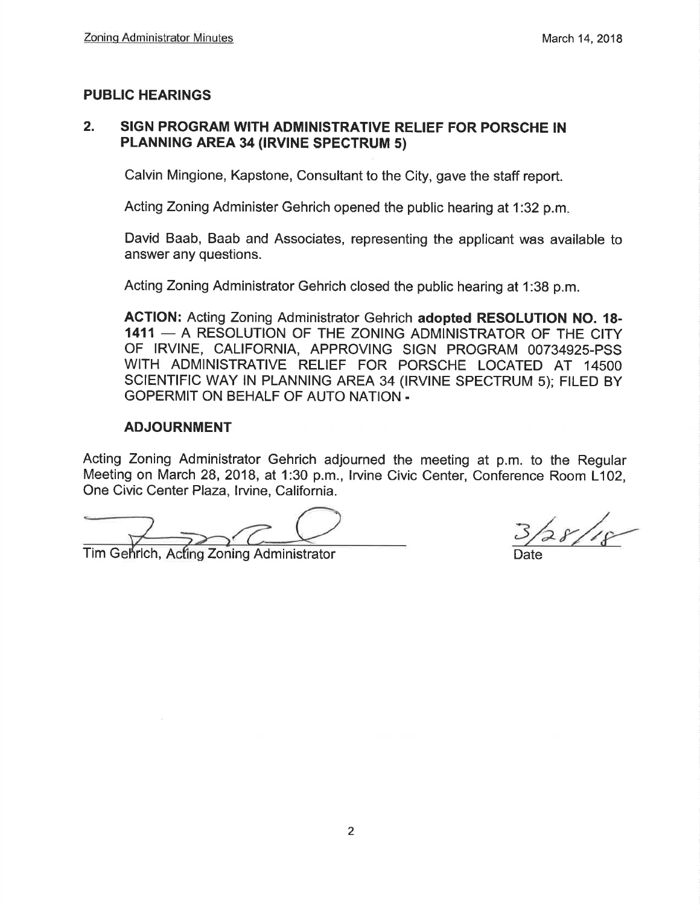## PUBLIC HEARINGS

### 2. SIGN PROGRAM WITH ADMINISTRATIVE RELIEF FOR PORSCHE IN PLANNING AREA 34 (IRVINE SPECTRUM 5)

Calvin Mingione, Kapstone, Consultant to the City, gave the staff report.

Acting Zoning Administer Gehrich opened the public hearing at 1:32 p.m.

David Baab, Baab and Associates, representing the applicant was available to answer any questions.

Acting Zoning Administrator Gehrich closed the public hearing at 1:38 p.m.

**ACTION:** Acting Zoning Administrator Gehrich **adopted RESOLUTION NO. 18-1411** — A RESOLUTION OF THE ZONING ADMINISTRATOR OF THE CITY OF IRVINE, CALIFORNIA, APPROVING SIGN PROGRAM 00734925-PSS WITH ADMINISTRATIVE RELIEF FOR PORSCHE LOCATED AT 14500 SCIENTIFIC WAY IN PLANNING AREA 34 (IRVINE SPECTRUM 5); FILED BY GOPERMIT ON BEHALF OF AUTO NATION -

### ADJOURNMENT

Acting Zoning Administrator Gehrich adjourned the meeting at p.m. to the Regular Meeting on March 28, 2018, at 1:30 p.m., Irvine Civic Center, Conference Room L102, One Civic Center Plaza, Irvine, California.

Tim Gehrich, Acting Zoning Administrator

3/28/18
Date